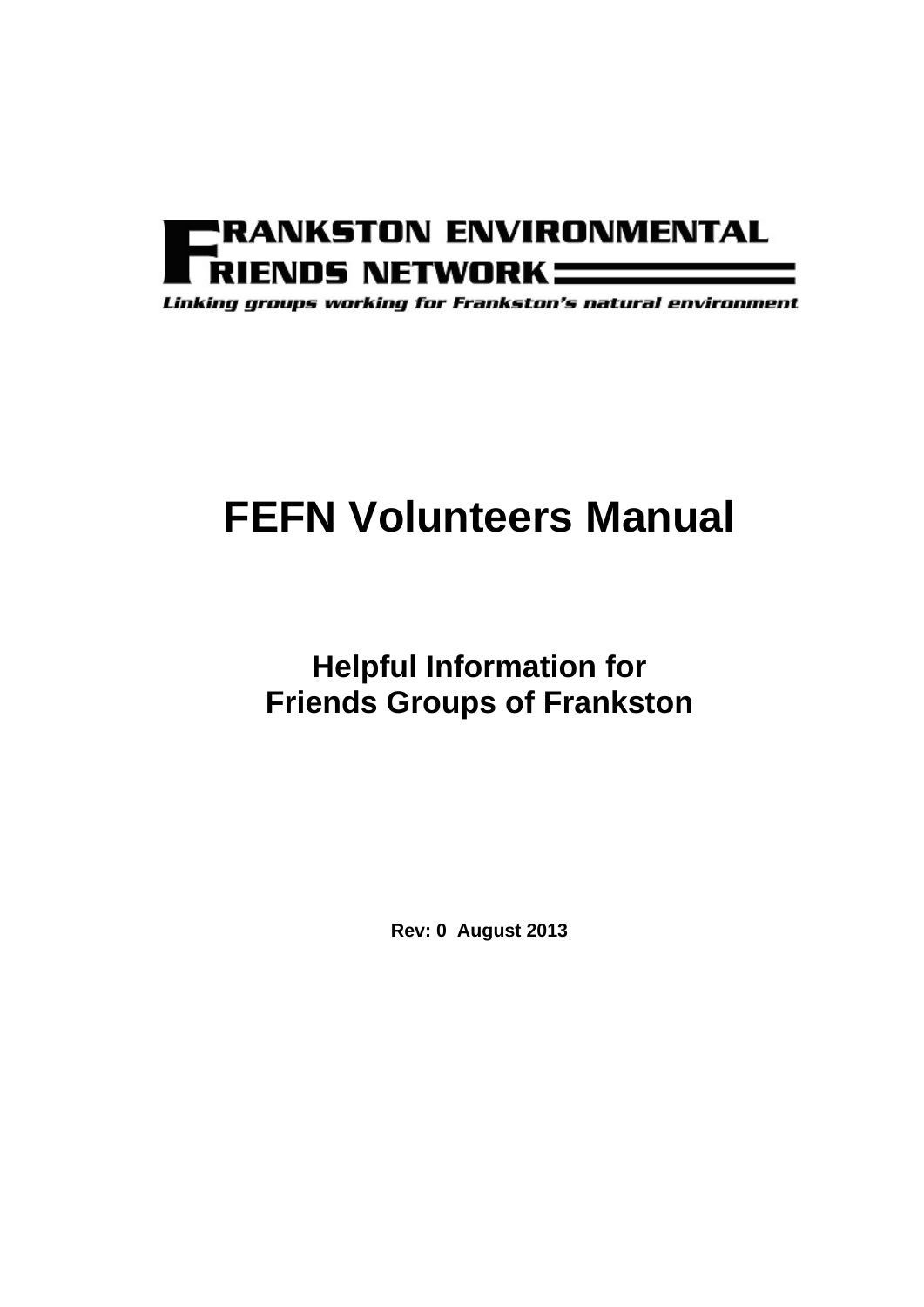FRANKSTON ENVIRONMENTAL FRIENDS NETWORK

*Linking groups working for Frankston's natural environment*

# FEFN Volunteers Manual

## Helpful Information for Friends Groups of Frankston

**Rev: 0 August 2013**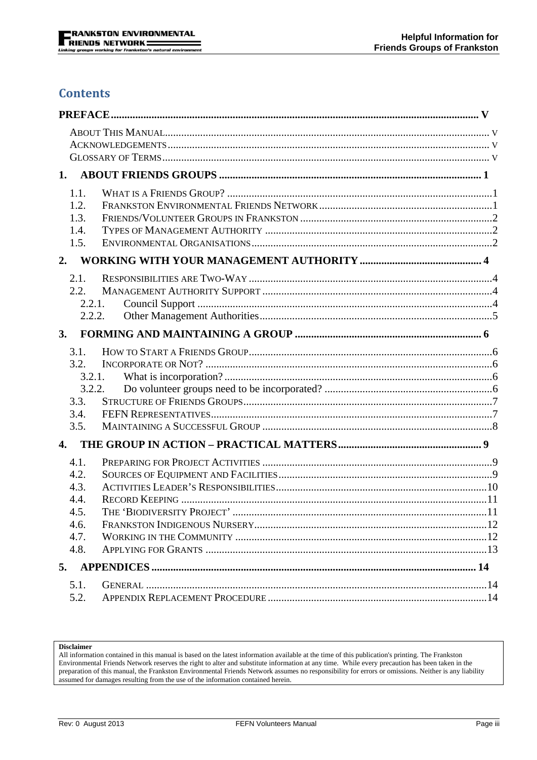## Contents

**PREFACE ..... V**

- About This Manual ..... v
- Acknowledgements ..... v
- Glossary of Terms ..... v

**1. ABOUT FRIENDS GROUPS ..... 1**

- 1.1. What is a Friends Group? ..... 1
- 1.2. Frankston Environmental Friends Network ..... 1
- 1.3. Friends/Volunteer Groups in Frankston ..... 2
- 1.4. Types of Management Authority ..... 2
- 1.5. Environmental Organisations ..... 2

**2. WORKING WITH YOUR MANAGEMENT AUTHORITY ..... 4**

- 2.1. Responsibilities are Two-Way ..... 4
- 2.2. Management Authority Support ..... 4
  - 2.2.1. Council Support ..... 4
  - 2.2.2. Other Management Authorities ..... 5

**3. FORMING AND MAINTAINING A GROUP ..... 6**

- 3.1. How to Start a Friends Group ..... 6
- 3.2. Incorporate or Not? ..... 6
  - 3.2.1. What is incorporation? ..... 6
  - 3.2.2. Do volunteer groups need to be incorporated? ..... 6
- 3.3. Structure of Friends Groups ..... 7
- 3.4. FEFN Representatives ..... 7
- 3.5. Maintaining a Successful Group ..... 8

**4. THE GROUP IN ACTION – PRACTICAL MATTERS ..... 9**

- 4.1. Preparing for Project Activities ..... 9
- 4.2. Sources of Equipment and Facilities ..... 9
- 4.3. Activities Leader's Responsibilities ..... 10
- 4.4. Record Keeping ..... 11
- 4.5. The 'Biodiversity Project' ..... 11
- 4.6. Frankston Indigenous Nursery ..... 12
- 4.7. Working in the Community ..... 12
- 4.8. Applying for Grants ..... 13

**5. APPENDICES ..... 14**

- 5.1. General ..... 14
- 5.2. Appendix Replacement Procedure ..... 14

**Disclaimer**
All information contained in this manual is based on the latest information available at the time of this publication's printing. The Frankston Environmental Friends Network reserves the right to alter and substitute information at any time. While every precaution has been taken in the preparation of this manual, the Frankston Environmental Friends Network assumes no responsibility for errors or omissions. Neither is any liability assumed for damages resulting from the use of the information contained herein.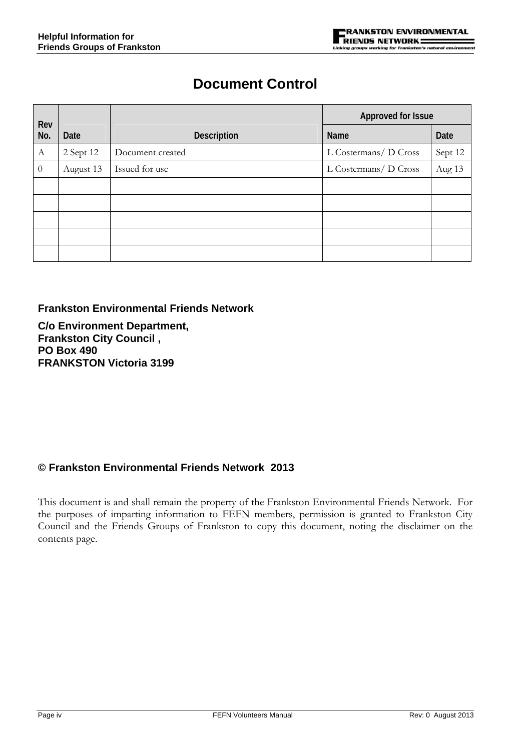# Document Control

| Rev No. | Date | Description | Approved for Issue | |
|---|---|---|---|---|
| | | | Name | Date |
| A | 2 Sept 12 | Document created | L Costermans/ D Cross | Sept 12 |
| 0 | August 13 | Issued for use | L Costermans/ D Cross | Aug 13 |
| | | | | |
| | | | | |
| | | | | |
| | | | | |
| | | | | |

**Frankston Environmental Friends Network**

**C/o Environment Department,**
**Frankston City Council ,**
**PO Box 490**
**FRANKSTON Victoria 3199**

**© Frankston Environmental Friends Network 2013**

This document is and shall remain the property of the Frankston Environmental Friends Network. For the purposes of imparting information to FEFN members, permission is granted to Frankston City Council and the Friends Groups of Frankston to copy this document, noting the disclaimer on the contents page.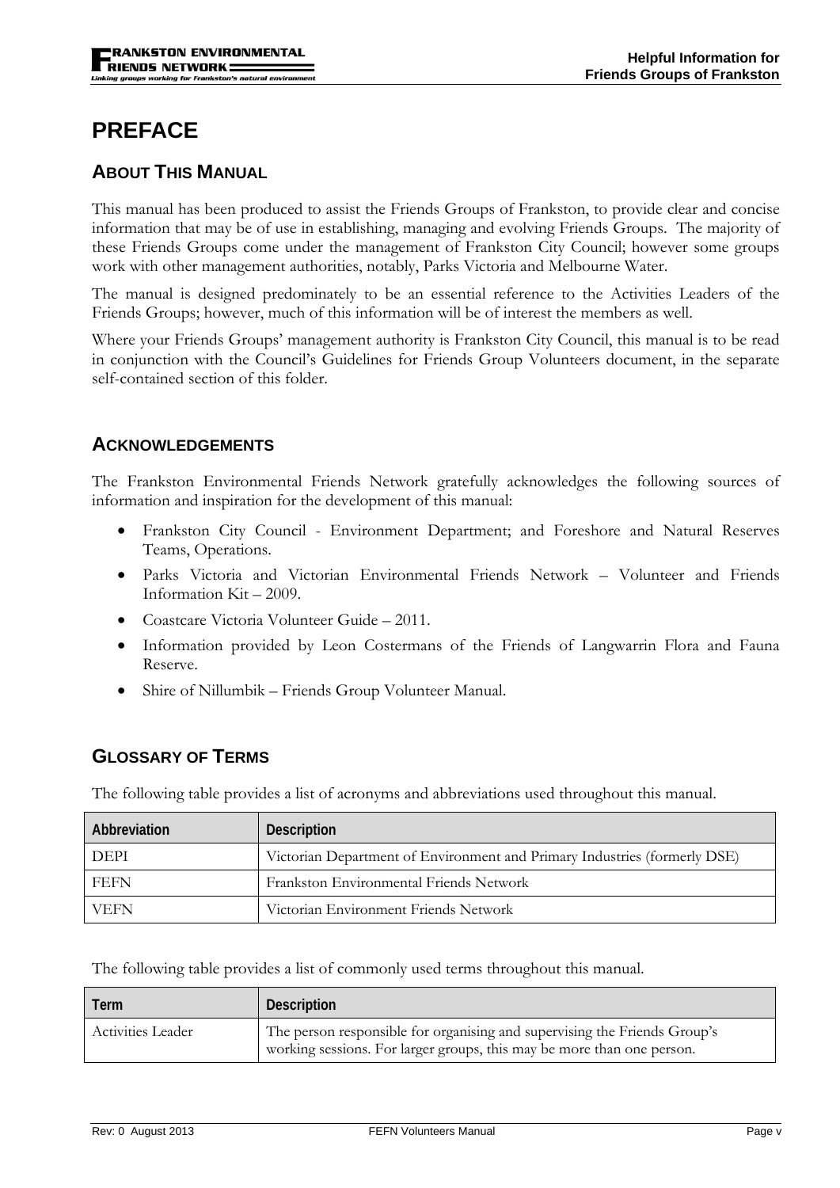# PREFACE

## ABOUT THIS MANUAL

This manual has been produced to assist the Friends Groups of Frankston, to provide clear and concise information that may be of use in establishing, managing and evolving Friends Groups. The majority of these Friends Groups come under the management of Frankston City Council; however some groups work with other management authorities, notably, Parks Victoria and Melbourne Water.

The manual is designed predominately to be an essential reference to the Activities Leaders of the Friends Groups; however, much of this information will be of interest the members as well.

Where your Friends Groups' management authority is Frankston City Council, this manual is to be read in conjunction with the Council's Guidelines for Friends Group Volunteers document, in the separate self-contained section of this folder.

## ACKNOWLEDGEMENTS

The Frankston Environmental Friends Network gratefully acknowledges the following sources of information and inspiration for the development of this manual:

- Frankston City Council - Environment Department; and Foreshore and Natural Reserves Teams, Operations.
- Parks Victoria and Victorian Environmental Friends Network – Volunteer and Friends Information Kit – 2009.
- Coastcare Victoria Volunteer Guide – 2011.
- Information provided by Leon Costermans of the Friends of Langwarrin Flora and Fauna Reserve.
- Shire of Nillumbik – Friends Group Volunteer Manual.

## GLOSSARY OF TERMS

The following table provides a list of acronyms and abbreviations used throughout this manual.

| Abbreviation | Description |
|---|---|
| DEPI | Victorian Department of Environment and Primary Industries (formerly DSE) |
| FEFN | Frankston Environmental Friends Network |
| VEFN | Victorian Environment Friends Network |

The following table provides a list of commonly used terms throughout this manual.

| Term | Description |
|---|---|
| Activities Leader | The person responsible for organising and supervising the Friends Group's working sessions. For larger groups, this may be more than one person. |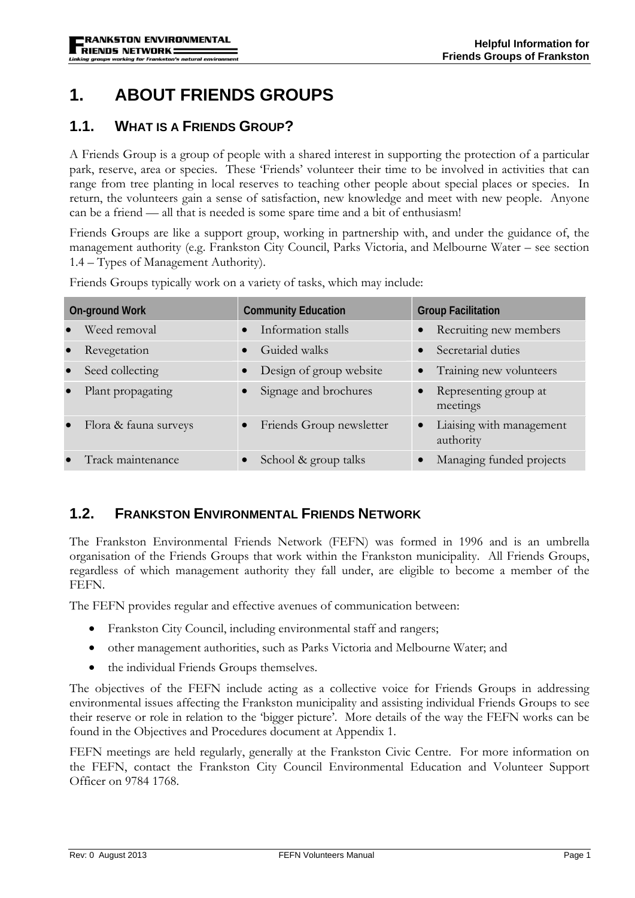# 1. ABOUT FRIENDS GROUPS

## 1.1. WHAT IS A FRIENDS GROUP?

A Friends Group is a group of people with a shared interest in supporting the protection of a particular park, reserve, area or species. These 'Friends' volunteer their time to be involved in activities that can range from tree planting in local reserves to teaching other people about special places or species. In return, the volunteers gain a sense of satisfaction, new knowledge and meet with new people. Anyone can be a friend — all that is needed is some spare time and a bit of enthusiasm!

Friends Groups are like a support group, working in partnership with, and under the guidance of, the management authority (e.g. Frankston City Council, Parks Victoria, and Melbourne Water – see section 1.4 – Types of Management Authority).

Friends Groups typically work on a variety of tasks, which may include:

| On-ground Work | Community Education | Group Facilitation |
|---|---|---|
| • Weed removal | • Information stalls | • Recruiting new members |
| • Revegetation | • Guided walks | • Secretarial duties |
| • Seed collecting | • Design of group website | • Training new volunteers |
| • Plant propagating | • Signage and brochures | • Representing group at meetings |
| • Flora & fauna surveys | • Friends Group newsletter | • Liaising with management authority |
| • Track maintenance | • School & group talks | • Managing funded projects |

## 1.2. FRANKSTON ENVIRONMENTAL FRIENDS NETWORK

The Frankston Environmental Friends Network (FEFN) was formed in 1996 and is an umbrella organisation of the Friends Groups that work within the Frankston municipality. All Friends Groups, regardless of which management authority they fall under, are eligible to become a member of the FEFN.

The FEFN provides regular and effective avenues of communication between:

- Frankston City Council, including environmental staff and rangers;
- other management authorities, such as Parks Victoria and Melbourne Water; and
- the individual Friends Groups themselves.

The objectives of the FEFN include acting as a collective voice for Friends Groups in addressing environmental issues affecting the Frankston municipality and assisting individual Friends Groups to see their reserve or role in relation to the 'bigger picture'. More details of the way the FEFN works can be found in the Objectives and Procedures document at Appendix 1.

FEFN meetings are held regularly, generally at the Frankston Civic Centre. For more information on the FEFN, contact the Frankston City Council Environmental Education and Volunteer Support Officer on 9784 1768.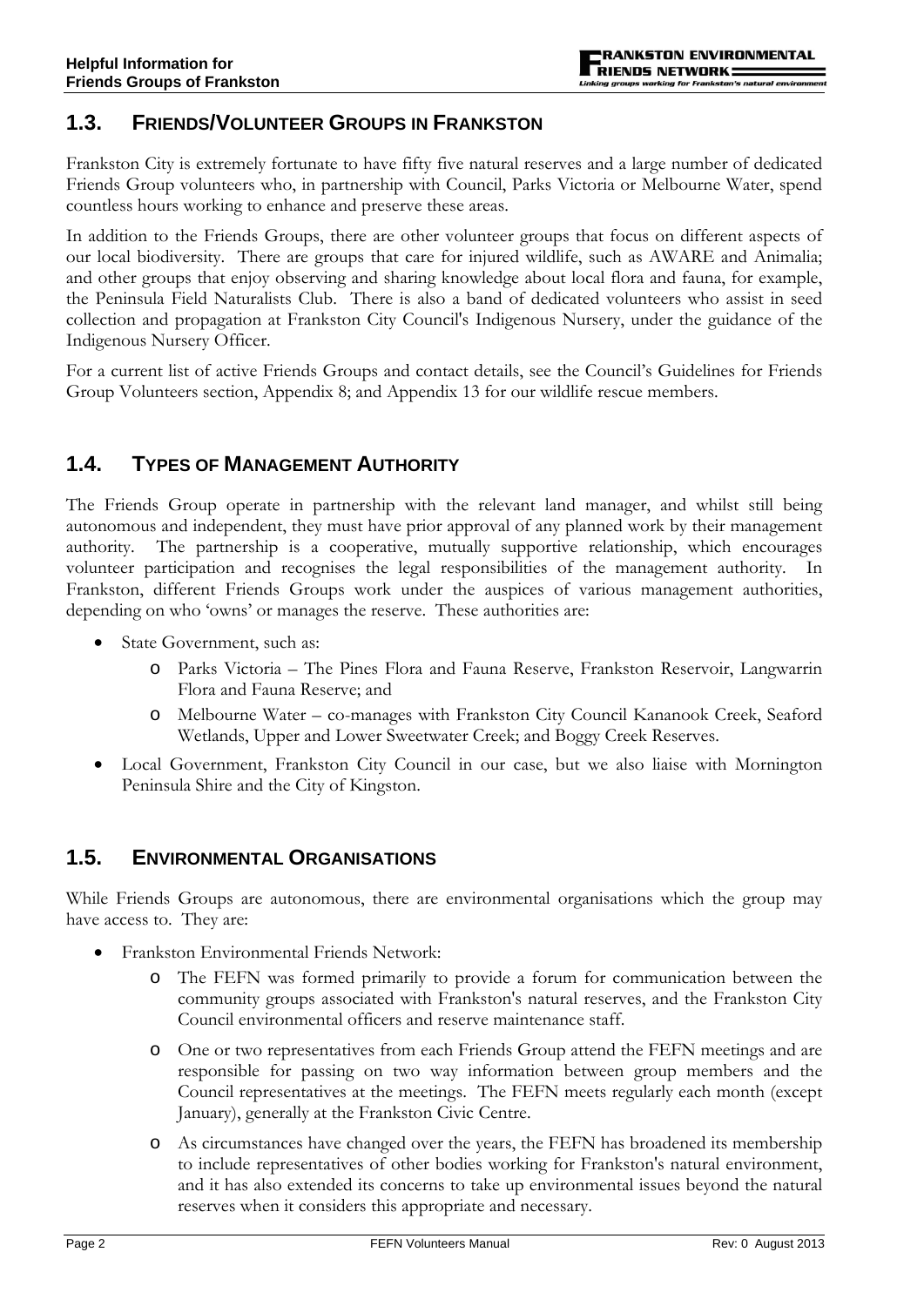## 1.3. FRIENDS/VOLUNTEER GROUPS IN FRANKSTON

Frankston City is extremely fortunate to have fifty five natural reserves and a large number of dedicated Friends Group volunteers who, in partnership with Council, Parks Victoria or Melbourne Water, spend countless hours working to enhance and preserve these areas.

In addition to the Friends Groups, there are other volunteer groups that focus on different aspects of our local biodiversity. There are groups that care for injured wildlife, such as AWARE and Animalia; and other groups that enjoy observing and sharing knowledge about local flora and fauna, for example, the Peninsula Field Naturalists Club. There is also a band of dedicated volunteers who assist in seed collection and propagation at Frankston City Council's Indigenous Nursery, under the guidance of the Indigenous Nursery Officer.

For a current list of active Friends Groups and contact details, see the Council's Guidelines for Friends Group Volunteers section, Appendix 8; and Appendix 13 for our wildlife rescue members.

## 1.4. TYPES OF MANAGEMENT AUTHORITY

The Friends Group operate in partnership with the relevant land manager, and whilst still being autonomous and independent, they must have prior approval of any planned work by their management authority. The partnership is a cooperative, mutually supportive relationship, which encourages volunteer participation and recognises the legal responsibilities of the management authority. In Frankston, different Friends Groups work under the auspices of various management authorities, depending on who 'owns' or manages the reserve. These authorities are:

- State Government, such as:
  - Parks Victoria – The Pines Flora and Fauna Reserve, Frankston Reservoir, Langwarrin Flora and Fauna Reserve; and
  - Melbourne Water – co-manages with Frankston City Council Kananook Creek, Seaford Wetlands, Upper and Lower Sweetwater Creek; and Boggy Creek Reserves.
- Local Government, Frankston City Council in our case, but we also liaise with Mornington Peninsula Shire and the City of Kingston.

## 1.5. ENVIRONMENTAL ORGANISATIONS

While Friends Groups are autonomous, there are environmental organisations which the group may have access to. They are:

- Frankston Environmental Friends Network:
  - The FEFN was formed primarily to provide a forum for communication between the community groups associated with Frankston's natural reserves, and the Frankston City Council environmental officers and reserve maintenance staff.
  - One or two representatives from each Friends Group attend the FEFN meetings and are responsible for passing on two way information between group members and the Council representatives at the meetings. The FEFN meets regularly each month (except January), generally at the Frankston Civic Centre.
  - As circumstances have changed over the years, the FEFN has broadened its membership to include representatives of other bodies working for Frankston's natural environment, and it has also extended its concerns to take up environmental issues beyond the natural reserves when it considers this appropriate and necessary.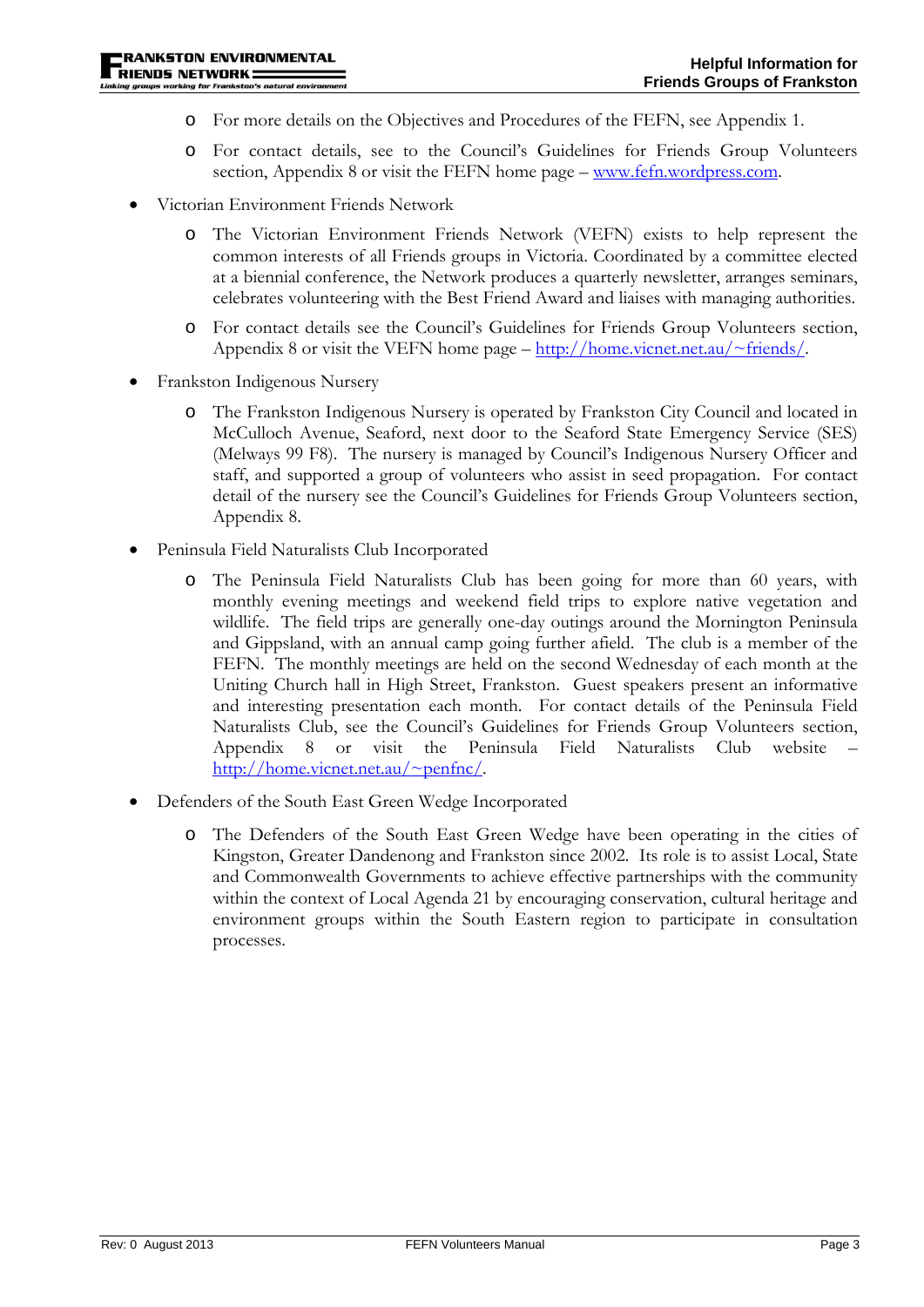- For more details on the Objectives and Procedures of the FEFN, see Appendix 1.
    - For contact details, see to the Council's Guidelines for Friends Group Volunteers section, Appendix 8 or visit the FEFN home page – www.fefn.wordpress.com.
- Victorian Environment Friends Network
    - The Victorian Environment Friends Network (VEFN) exists to help represent the common interests of all Friends groups in Victoria. Coordinated by a committee elected at a biennial conference, the Network produces a quarterly newsletter, arranges seminars, celebrates volunteering with the Best Friend Award and liaises with managing authorities.
    - For contact details see the Council's Guidelines for Friends Group Volunteers section, Appendix 8 or visit the VEFN home page – http://home.vicnet.net.au/~friends/.
- Frankston Indigenous Nursery
    - The Frankston Indigenous Nursery is operated by Frankston City Council and located in McCulloch Avenue, Seaford, next door to the Seaford State Emergency Service (SES) (Melways 99 F8). The nursery is managed by Council's Indigenous Nursery Officer and staff, and supported a group of volunteers who assist in seed propagation. For contact detail of the nursery see the Council's Guidelines for Friends Group Volunteers section, Appendix 8.
- Peninsula Field Naturalists Club Incorporated
    - The Peninsula Field Naturalists Club has been going for more than 60 years, with monthly evening meetings and weekend field trips to explore native vegetation and wildlife. The field trips are generally one-day outings around the Mornington Peninsula and Gippsland, with an annual camp going further afield. The club is a member of the FEFN. The monthly meetings are held on the second Wednesday of each month at the Uniting Church hall in High Street, Frankston. Guest speakers present an informative and interesting presentation each month. For contact details of the Peninsula Field Naturalists Club, see the Council's Guidelines for Friends Group Volunteers section, Appendix 8 or visit the Peninsula Field Naturalists Club website – http://home.vicnet.net.au/~penfnc/.
- Defenders of the South East Green Wedge Incorporated
    - The Defenders of the South East Green Wedge have been operating in the cities of Kingston, Greater Dandenong and Frankston since 2002. Its role is to assist Local, State and Commonwealth Governments to achieve effective partnerships with the community within the context of Local Agenda 21 by encouraging conservation, cultural heritage and environment groups within the South Eastern region to participate in consultation processes.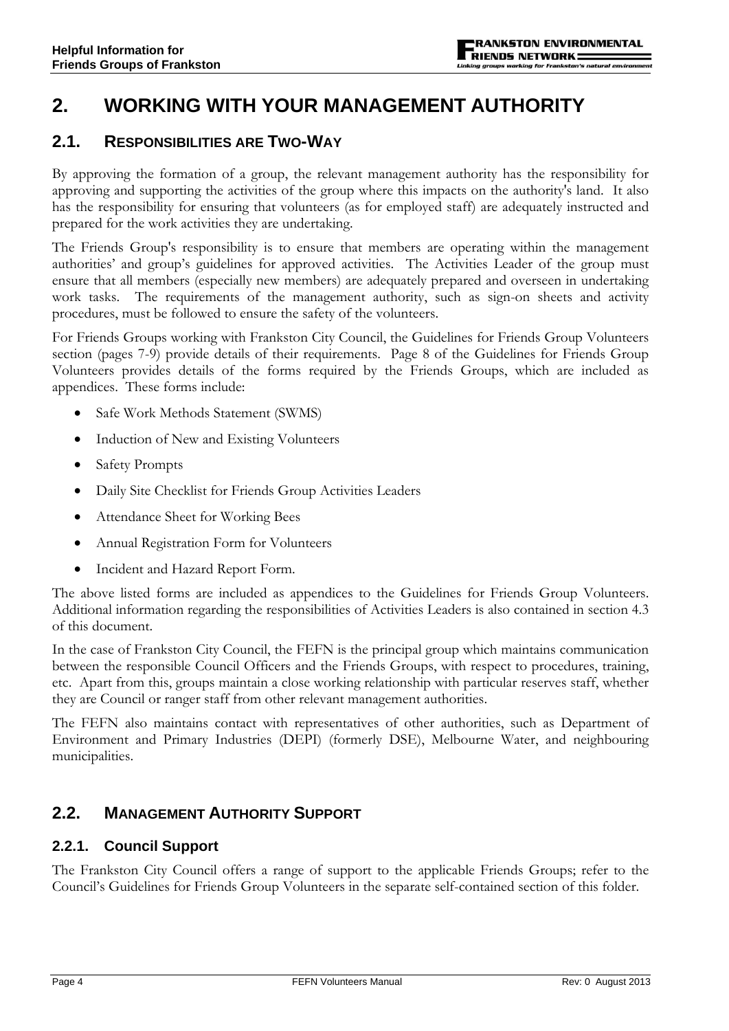# 2. WORKING WITH YOUR MANAGEMENT AUTHORITY

## 2.1. RESPONSIBILITIES ARE TWO-WAY

By approving the formation of a group, the relevant management authority has the responsibility for approving and supporting the activities of the group where this impacts on the authority's land. It also has the responsibility for ensuring that volunteers (as for employed staff) are adequately instructed and prepared for the work activities they are undertaking.

The Friends Group's responsibility is to ensure that members are operating within the management authorities' and group's guidelines for approved activities. The Activities Leader of the group must ensure that all members (especially new members) are adequately prepared and overseen in undertaking work tasks. The requirements of the management authority, such as sign-on sheets and activity procedures, must be followed to ensure the safety of the volunteers.

For Friends Groups working with Frankston City Council, the Guidelines for Friends Group Volunteers section (pages 7-9) provide details of their requirements. Page 8 of the Guidelines for Friends Group Volunteers provides details of the forms required by the Friends Groups, which are included as appendices. These forms include:

- Safe Work Methods Statement (SWMS)
- Induction of New and Existing Volunteers
- Safety Prompts
- Daily Site Checklist for Friends Group Activities Leaders
- Attendance Sheet for Working Bees
- Annual Registration Form for Volunteers
- Incident and Hazard Report Form.

The above listed forms are included as appendices to the Guidelines for Friends Group Volunteers. Additional information regarding the responsibilities of Activities Leaders is also contained in section 4.3 of this document.

In the case of Frankston City Council, the FEFN is the principal group which maintains communication between the responsible Council Officers and the Friends Groups, with respect to procedures, training, etc. Apart from this, groups maintain a close working relationship with particular reserves staff, whether they are Council or ranger staff from other relevant management authorities.

The FEFN also maintains contact with representatives of other authorities, such as Department of Environment and Primary Industries (DEPI) (formerly DSE), Melbourne Water, and neighbouring municipalities.

## 2.2. MANAGEMENT AUTHORITY SUPPORT

### 2.2.1. Council Support

The Frankston City Council offers a range of support to the applicable Friends Groups; refer to the Council's Guidelines for Friends Group Volunteers in the separate self-contained section of this folder.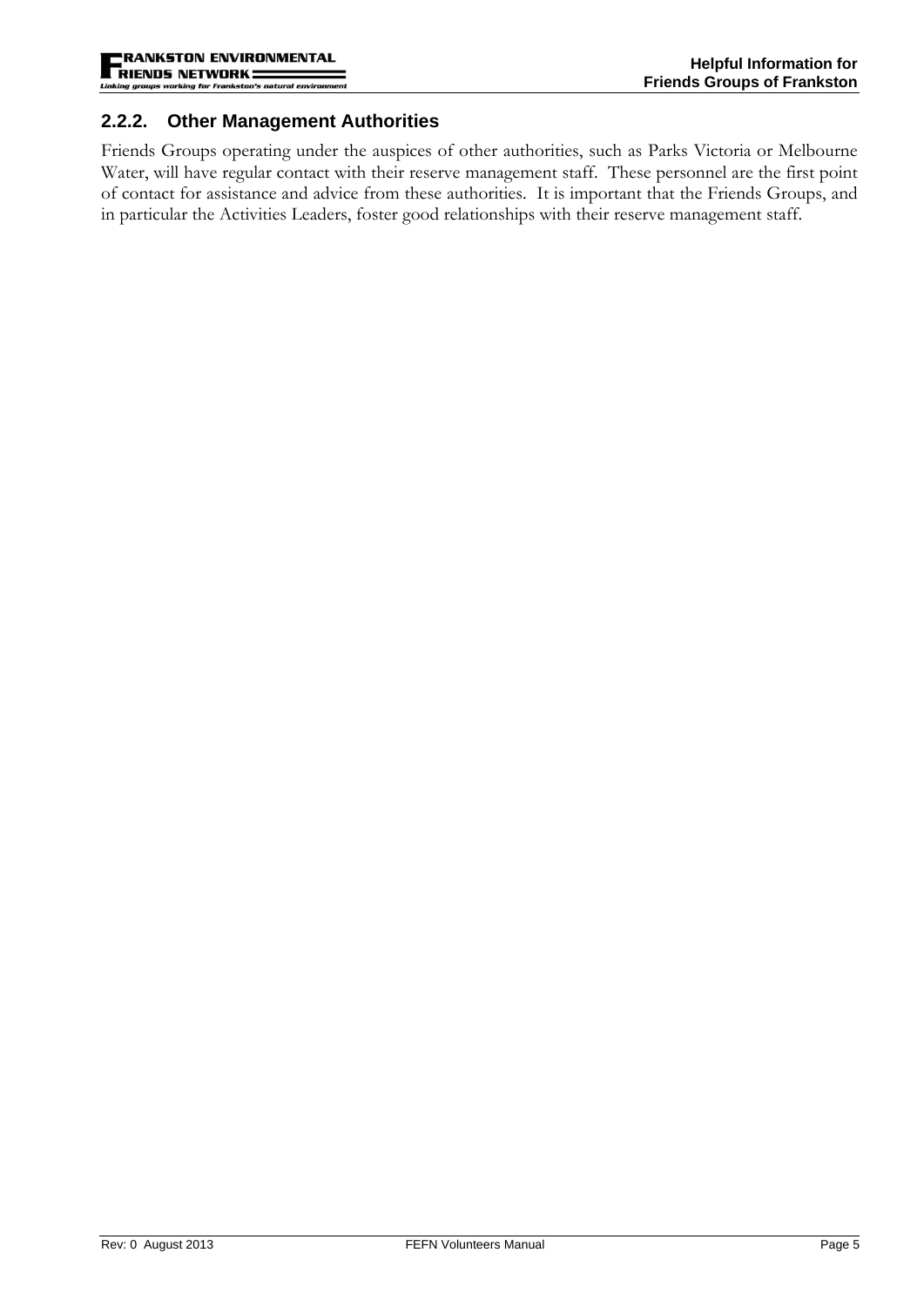### 2.2.2. Other Management Authorities

Friends Groups operating under the auspices of other authorities, such as Parks Victoria or Melbourne Water, will have regular contact with their reserve management staff. These personnel are the first point of contact for assistance and advice from these authorities. It is important that the Friends Groups, and in particular the Activities Leaders, foster good relationships with their reserve management staff.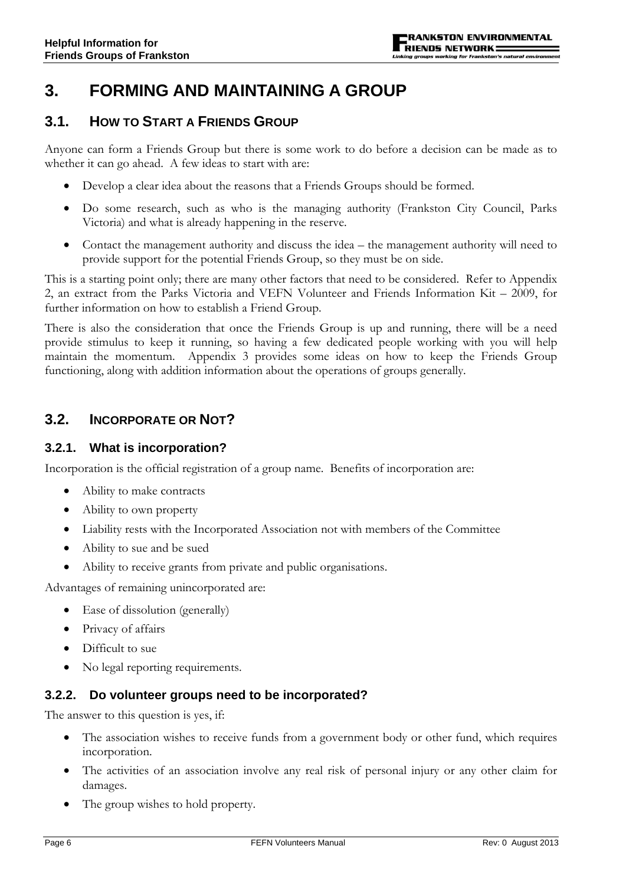# 3. FORMING AND MAINTAINING A GROUP

## 3.1. HOW TO START A FRIENDS GROUP

Anyone can form a Friends Group but there is some work to do before a decision can be made as to whether it can go ahead. A few ideas to start with are:

- Develop a clear idea about the reasons that a Friends Groups should be formed.
- Do some research, such as who is the managing authority (Frankston City Council, Parks Victoria) and what is already happening in the reserve.
- Contact the management authority and discuss the idea – the management authority will need to provide support for the potential Friends Group, so they must be on side.

This is a starting point only; there are many other factors that need to be considered. Refer to Appendix 2, an extract from the Parks Victoria and VEFN Volunteer and Friends Information Kit – 2009, for further information on how to establish a Friend Group.

There is also the consideration that once the Friends Group is up and running, there will be a need provide stimulus to keep it running, so having a few dedicated people working with you will help maintain the momentum. Appendix 3 provides some ideas on how to keep the Friends Group functioning, along with addition information about the operations of groups generally.

## 3.2. INCORPORATE OR NOT?

### 3.2.1. What is incorporation?

Incorporation is the official registration of a group name. Benefits of incorporation are:

- Ability to make contracts
- Ability to own property
- Liability rests with the Incorporated Association not with members of the Committee
- Ability to sue and be sued
- Ability to receive grants from private and public organisations.

Advantages of remaining unincorporated are:

- Ease of dissolution (generally)
- Privacy of affairs
- Difficult to sue
- No legal reporting requirements.

### 3.2.2. Do volunteer groups need to be incorporated?

The answer to this question is yes, if:

- The association wishes to receive funds from a government body or other fund, which requires incorporation.
- The activities of an association involve any real risk of personal injury or any other claim for damages.
- The group wishes to hold property.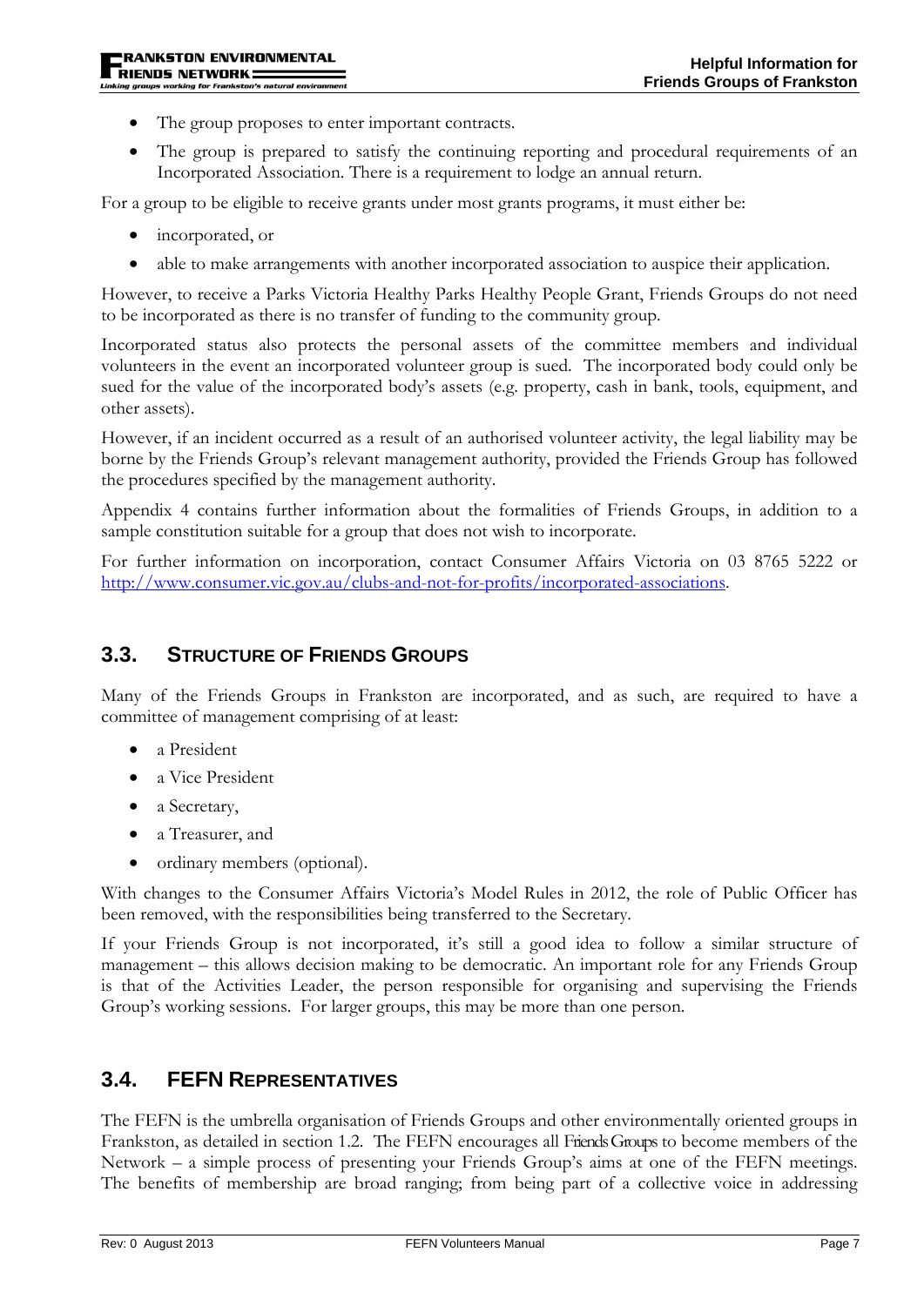- The group proposes to enter important contracts.
- The group is prepared to satisfy the continuing reporting and procedural requirements of an Incorporated Association. There is a requirement to lodge an annual return.

For a group to be eligible to receive grants under most grants programs, it must either be:

- incorporated, or
- able to make arrangements with another incorporated association to auspice their application.

However, to receive a Parks Victoria Healthy Parks Healthy People Grant, Friends Groups do not need to be incorporated as there is no transfer of funding to the community group.

Incorporated status also protects the personal assets of the committee members and individual volunteers in the event an incorporated volunteer group is sued. The incorporated body could only be sued for the value of the incorporated body's assets (e.g. property, cash in bank, tools, equipment, and other assets).

However, if an incident occurred as a result of an authorised volunteer activity, the legal liability may be borne by the Friends Group's relevant management authority, provided the Friends Group has followed the procedures specified by the management authority.

Appendix 4 contains further information about the formalities of Friends Groups, in addition to a sample constitution suitable for a group that does not wish to incorporate.

For further information on incorporation, contact Consumer Affairs Victoria on 03 8765 5222 or http://www.consumer.vic.gov.au/clubs-and-not-for-profits/incorporated-associations.

## 3.3. Structure of Friends Groups

Many of the Friends Groups in Frankston are incorporated, and as such, are required to have a committee of management comprising of at least:

- a President
- a Vice President
- a Secretary,
- a Treasurer, and
- ordinary members (optional).

With changes to the Consumer Affairs Victoria's Model Rules in 2012, the role of Public Officer has been removed, with the responsibilities being transferred to the Secretary.

If your Friends Group is not incorporated, it's still a good idea to follow a similar structure of management – this allows decision making to be democratic. An important role for any Friends Group is that of the Activities Leader, the person responsible for organising and supervising the Friends Group's working sessions. For larger groups, this may be more than one person.

## 3.4. FEFN Representatives

The FEFN is the umbrella organisation of Friends Groups and other environmentally oriented groups in Frankston, as detailed in section 1.2. The FEFN encourages all Friends Groups to become members of the Network – a simple process of presenting your Friends Group's aims at one of the FEFN meetings. The benefits of membership are broad ranging; from being part of a collective voice in addressing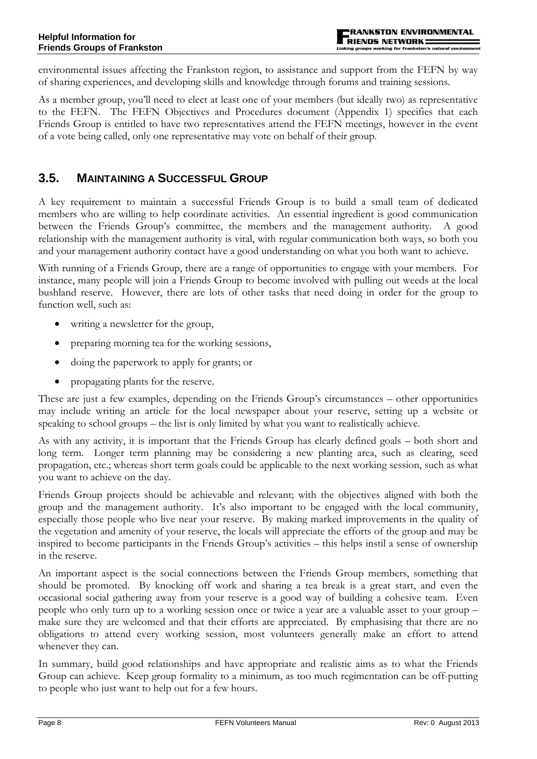environmental issues affecting the Frankston region, to assistance and support from the FEFN by way of sharing experiences, and developing skills and knowledge through forums and training sessions.

As a member group, you'll need to elect at least one of your members (but ideally two) as representative to the FEFN. The FEFN Objectives and Procedures document (Appendix 1) specifies that each Friends Group is entitled to have two representatives attend the FEFN meetings, however in the event of a vote being called, only one representative may vote on behalf of their group.

## 3.5. MAINTAINING A SUCCESSFUL GROUP

A key requirement to maintain a successful Friends Group is to build a small team of dedicated members who are willing to help coordinate activities. An essential ingredient is good communication between the Friends Group's committee, the members and the management authority. A good relationship with the management authority is vital, with regular communication both ways, so both you and your management authority contact have a good understanding on what you both want to achieve.

With running of a Friends Group, there are a range of opportunities to engage with your members. For instance, many people will join a Friends Group to become involved with pulling out weeds at the local bushland reserve. However, there are lots of other tasks that need doing in order for the group to function well, such as:

- writing a newsletter for the group,
- preparing morning tea for the working sessions,
- doing the paperwork to apply for grants; or
- propagating plants for the reserve.

These are just a few examples, depending on the Friends Group's circumstances – other opportunities may include writing an article for the local newspaper about your reserve, setting up a website or speaking to school groups – the list is only limited by what you want to realistically achieve.

As with any activity, it is important that the Friends Group has clearly defined goals – both short and long term. Longer term planning may be considering a new planting area, such as clearing, seed propagation, etc.; whereas short term goals could be applicable to the next working session, such as what you want to achieve on the day.

Friends Group projects should be achievable and relevant; with the objectives aligned with both the group and the management authority. It's also important to be engaged with the local community, especially those people who live near your reserve. By making marked improvements in the quality of the vegetation and amenity of your reserve, the locals will appreciate the efforts of the group and may be inspired to become participants in the Friends Group's activities – this helps instil a sense of ownership in the reserve.

An important aspect is the social connections between the Friends Group members, something that should be promoted. By knocking off work and sharing a tea break is a great start, and even the occasional social gathering away from your reserve is a good way of building a cohesive team. Even people who only turn up to a working session once or twice a year are a valuable asset to your group – make sure they are welcomed and that their efforts are appreciated. By emphasising that there are no obligations to attend every working session, most volunteers generally make an effort to attend whenever they can.

In summary, build good relationships and have appropriate and realistic aims as to what the Friends Group can achieve. Keep group formality to a minimum, as too much regimentation can be off-putting to people who just want to help out for a few hours.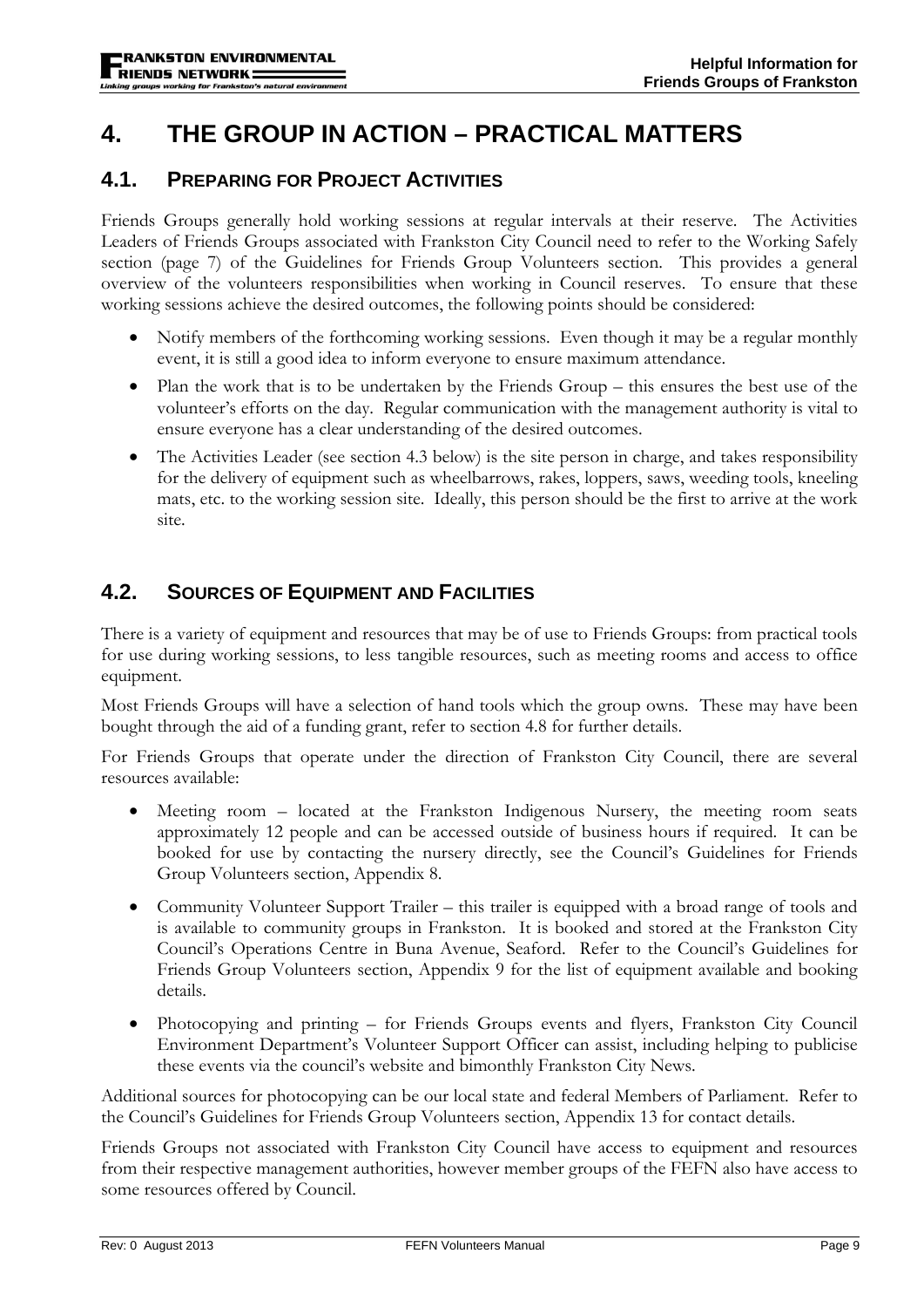# 4. THE GROUP IN ACTION – PRACTICAL MATTERS

## 4.1. PREPARING FOR PROJECT ACTIVITIES

Friends Groups generally hold working sessions at regular intervals at their reserve. The Activities Leaders of Friends Groups associated with Frankston City Council need to refer to the Working Safely section (page 7) of the Guidelines for Friends Group Volunteers section. This provides a general overview of the volunteers responsibilities when working in Council reserves. To ensure that these working sessions achieve the desired outcomes, the following points should be considered:

- Notify members of the forthcoming working sessions. Even though it may be a regular monthly event, it is still a good idea to inform everyone to ensure maximum attendance.
- Plan the work that is to be undertaken by the Friends Group – this ensures the best use of the volunteer's efforts on the day. Regular communication with the management authority is vital to ensure everyone has a clear understanding of the desired outcomes.
- The Activities Leader (see section 4.3 below) is the site person in charge, and takes responsibility for the delivery of equipment such as wheelbarrows, rakes, loppers, saws, weeding tools, kneeling mats, etc. to the working session site. Ideally, this person should be the first to arrive at the work site.

## 4.2. SOURCES OF EQUIPMENT AND FACILITIES

There is a variety of equipment and resources that may be of use to Friends Groups: from practical tools for use during working sessions, to less tangible resources, such as meeting rooms and access to office equipment.

Most Friends Groups will have a selection of hand tools which the group owns. These may have been bought through the aid of a funding grant, refer to section 4.8 for further details.

For Friends Groups that operate under the direction of Frankston City Council, there are several resources available:

- Meeting room – located at the Frankston Indigenous Nursery, the meeting room seats approximately 12 people and can be accessed outside of business hours if required. It can be booked for use by contacting the nursery directly, see the Council's Guidelines for Friends Group Volunteers section, Appendix 8.
- Community Volunteer Support Trailer – this trailer is equipped with a broad range of tools and is available to community groups in Frankston. It is booked and stored at the Frankston City Council's Operations Centre in Buna Avenue, Seaford. Refer to the Council's Guidelines for Friends Group Volunteers section, Appendix 9 for the list of equipment available and booking details.
- Photocopying and printing – for Friends Groups events and flyers, Frankston City Council Environment Department's Volunteer Support Officer can assist, including helping to publicise these events via the council's website and bimonthly Frankston City News.

Additional sources for photocopying can be our local state and federal Members of Parliament. Refer to the Council's Guidelines for Friends Group Volunteers section, Appendix 13 for contact details.

Friends Groups not associated with Frankston City Council have access to equipment and resources from their respective management authorities, however member groups of the FEFN also have access to some resources offered by Council.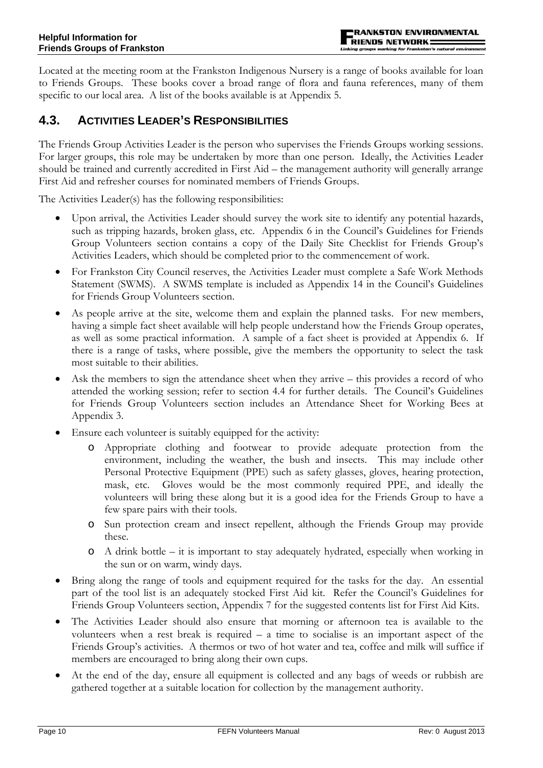Located at the meeting room at the Frankston Indigenous Nursery is a range of books available for loan to Friends Groups. These books cover a broad range of flora and fauna references, many of them specific to our local area. A list of the books available is at Appendix 5.

## 4.3. ACTIVITIES LEADER'S RESPONSIBILITIES

The Friends Group Activities Leader is the person who supervises the Friends Groups working sessions. For larger groups, this role may be undertaken by more than one person. Ideally, the Activities Leader should be trained and currently accredited in First Aid – the management authority will generally arrange First Aid and refresher courses for nominated members of Friends Groups.

The Activities Leader(s) has the following responsibilities:

- Upon arrival, the Activities Leader should survey the work site to identify any potential hazards, such as tripping hazards, broken glass, etc. Appendix 6 in the Council's Guidelines for Friends Group Volunteers section contains a copy of the Daily Site Checklist for Friends Group's Activities Leaders, which should be completed prior to the commencement of work.
- For Frankston City Council reserves, the Activities Leader must complete a Safe Work Methods Statement (SWMS). A SWMS template is included as Appendix 14 in the Council's Guidelines for Friends Group Volunteers section.
- As people arrive at the site, welcome them and explain the planned tasks. For new members, having a simple fact sheet available will help people understand how the Friends Group operates, as well as some practical information. A sample of a fact sheet is provided at Appendix 6. If there is a range of tasks, where possible, give the members the opportunity to select the task most suitable to their abilities.
- Ask the members to sign the attendance sheet when they arrive – this provides a record of who attended the working session; refer to section 4.4 for further details. The Council's Guidelines for Friends Group Volunteers section includes an Attendance Sheet for Working Bees at Appendix 3.
- Ensure each volunteer is suitably equipped for the activity:
  - Appropriate clothing and footwear to provide adequate protection from the environment, including the weather, the bush and insects. This may include other Personal Protective Equipment (PPE) such as safety glasses, gloves, hearing protection, mask, etc. Gloves would be the most commonly required PPE, and ideally the volunteers will bring these along but it is a good idea for the Friends Group to have a few spare pairs with their tools.
  - Sun protection cream and insect repellent, although the Friends Group may provide these.
  - A drink bottle – it is important to stay adequately hydrated, especially when working in the sun or on warm, windy days.
- Bring along the range of tools and equipment required for the tasks for the day. An essential part of the tool list is an adequately stocked First Aid kit. Refer the Council's Guidelines for Friends Group Volunteers section, Appendix 7 for the suggested contents list for First Aid Kits.
- The Activities Leader should also ensure that morning or afternoon tea is available to the volunteers when a rest break is required – a time to socialise is an important aspect of the Friends Group's activities. A thermos or two of hot water and tea, coffee and milk will suffice if members are encouraged to bring along their own cups.
- At the end of the day, ensure all equipment is collected and any bags of weeds or rubbish are gathered together at a suitable location for collection by the management authority.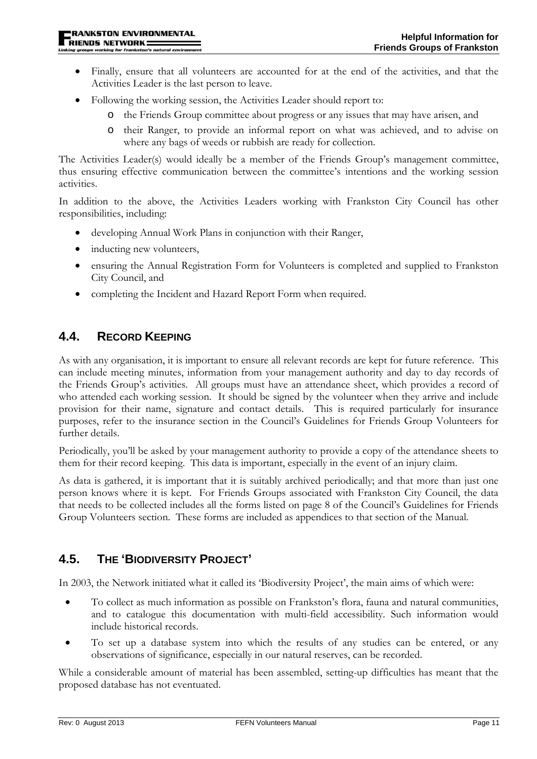- Finally, ensure that all volunteers are accounted for at the end of the activities, and that the Activities Leader is the last person to leave.
- Following the working session, the Activities Leader should report to:
    - the Friends Group committee about progress or any issues that may have arisen, and
    - their Ranger, to provide an informal report on what was achieved, and to advise on where any bags of weeds or rubbish are ready for collection.

The Activities Leader(s) would ideally be a member of the Friends Group's management committee, thus ensuring effective communication between the committee's intentions and the working session activities.

In addition to the above, the Activities Leaders working with Frankston City Council has other responsibilities, including:

- developing Annual Work Plans in conjunction with their Ranger,
- inducting new volunteers,
- ensuring the Annual Registration Form for Volunteers is completed and supplied to Frankston City Council, and
- completing the Incident and Hazard Report Form when required.

## 4.4. RECORD KEEPING

As with any organisation, it is important to ensure all relevant records are kept for future reference. This can include meeting minutes, information from your management authority and day to day records of the Friends Group's activities. All groups must have an attendance sheet, which provides a record of who attended each working session. It should be signed by the volunteer when they arrive and include provision for their name, signature and contact details. This is required particularly for insurance purposes, refer to the insurance section in the Council's Guidelines for Friends Group Volunteers for further details.

Periodically, you'll be asked by your management authority to provide a copy of the attendance sheets to them for their record keeping. This data is important, especially in the event of an injury claim.

As data is gathered, it is important that it is suitably archived periodically; and that more than just one person knows where it is kept. For Friends Groups associated with Frankston City Council, the data that needs to be collected includes all the forms listed on page 8 of the Council's Guidelines for Friends Group Volunteers section. These forms are included as appendices to that section of the Manual.

## 4.5. THE 'BIODIVERSITY PROJECT'

In 2003, the Network initiated what it called its 'Biodiversity Project', the main aims of which were:

- To collect as much information as possible on Frankston's flora, fauna and natural communities, and to catalogue this documentation with multi-field accessibility. Such information would include historical records.
- To set up a database system into which the results of any studies can be entered, or any observations of significance, especially in our natural reserves, can be recorded.

While a considerable amount of material has been assembled, setting-up difficulties has meant that the proposed database has not eventuated.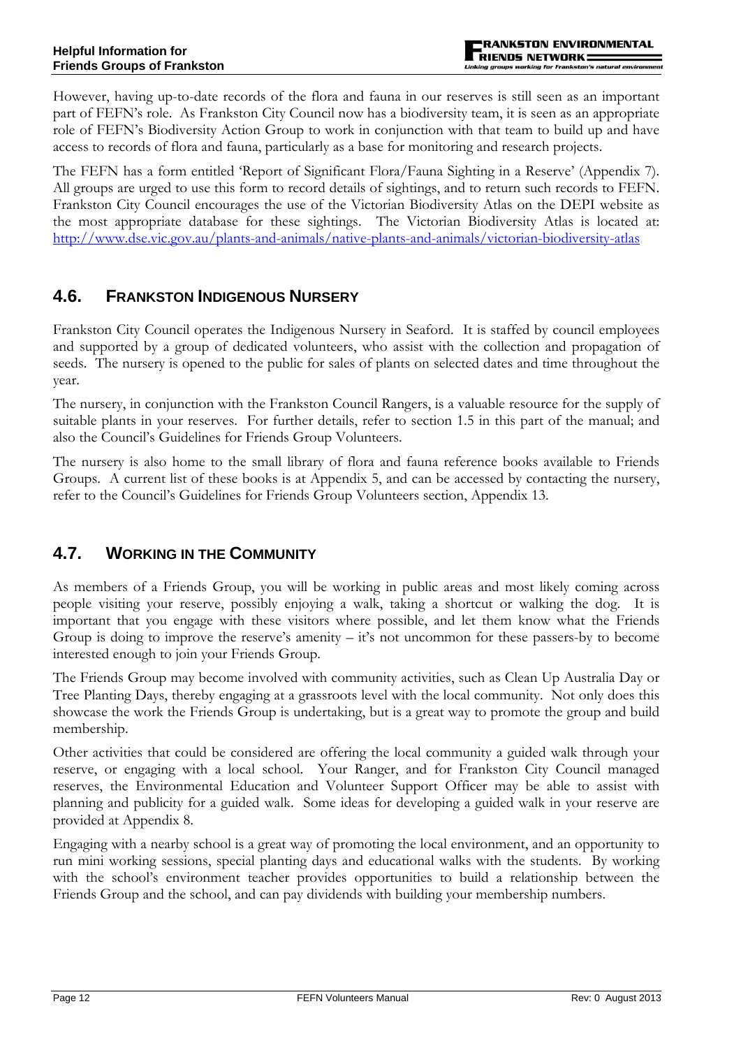However, having up-to-date records of the flora and fauna in our reserves is still seen as an important part of FEFN's role. As Frankston City Council now has a biodiversity team, it is seen as an appropriate role of FEFN's Biodiversity Action Group to work in conjunction with that team to build up and have access to records of flora and fauna, particularly as a base for monitoring and research projects.

The FEFN has a form entitled 'Report of Significant Flora/Fauna Sighting in a Reserve' (Appendix 7). All groups are urged to use this form to record details of sightings, and to return such records to FEFN. Frankston City Council encourages the use of the Victorian Biodiversity Atlas on the DEPI website as the most appropriate database for these sightings. The Victorian Biodiversity Atlas is located at: http://www.dse.vic.gov.au/plants-and-animals/native-plants-and-animals/victorian-biodiversity-atlas

## 4.6. FRANKSTON INDIGENOUS NURSERY

Frankston City Council operates the Indigenous Nursery in Seaford. It is staffed by council employees and supported by a group of dedicated volunteers, who assist with the collection and propagation of seeds. The nursery is opened to the public for sales of plants on selected dates and time throughout the year.

The nursery, in conjunction with the Frankston Council Rangers, is a valuable resource for the supply of suitable plants in your reserves. For further details, refer to section 1.5 in this part of the manual; and also the Council's Guidelines for Friends Group Volunteers.

The nursery is also home to the small library of flora and fauna reference books available to Friends Groups. A current list of these books is at Appendix 5, and can be accessed by contacting the nursery, refer to the Council's Guidelines for Friends Group Volunteers section, Appendix 13.

## 4.7. WORKING IN THE COMMUNITY

As members of a Friends Group, you will be working in public areas and most likely coming across people visiting your reserve, possibly enjoying a walk, taking a shortcut or walking the dog. It is important that you engage with these visitors where possible, and let them know what the Friends Group is doing to improve the reserve's amenity – it's not uncommon for these passers-by to become interested enough to join your Friends Group.

The Friends Group may become involved with community activities, such as Clean Up Australia Day or Tree Planting Days, thereby engaging at a grassroots level with the local community. Not only does this showcase the work the Friends Group is undertaking, but is a great way to promote the group and build membership.

Other activities that could be considered are offering the local community a guided walk through your reserve, or engaging with a local school. Your Ranger, and for Frankston City Council managed reserves, the Environmental Education and Volunteer Support Officer may be able to assist with planning and publicity for a guided walk. Some ideas for developing a guided walk in your reserve are provided at Appendix 8.

Engaging with a nearby school is a great way of promoting the local environment, and an opportunity to run mini working sessions, special planting days and educational walks with the students. By working with the school's environment teacher provides opportunities to build a relationship between the Friends Group and the school, and can pay dividends with building your membership numbers.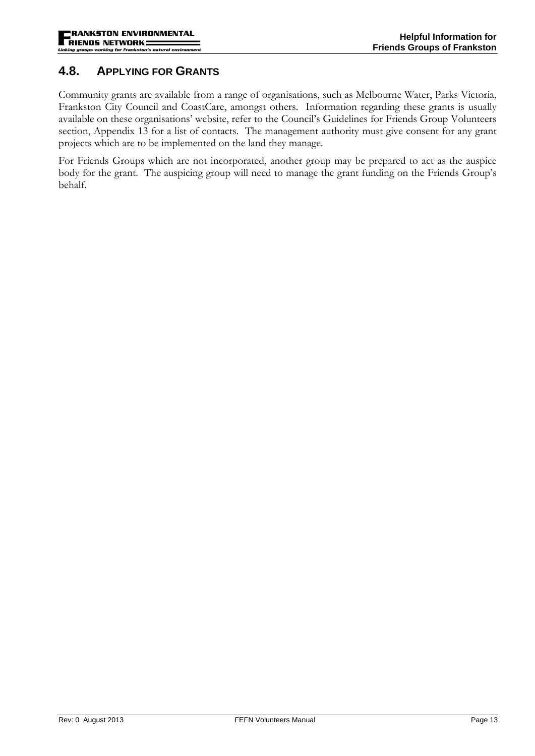## 4.8. APPLYING FOR GRANTS

Community grants are available from a range of organisations, such as Melbourne Water, Parks Victoria, Frankston City Council and CoastCare, amongst others. Information regarding these grants is usually available on these organisations' website, refer to the Council's Guidelines for Friends Group Volunteers section, Appendix 13 for a list of contacts. The management authority must give consent for any grant projects which are to be implemented on the land they manage.

For Friends Groups which are not incorporated, another group may be prepared to act as the auspice body for the grant. The auspicing group will need to manage the grant funding on the Friends Group's behalf.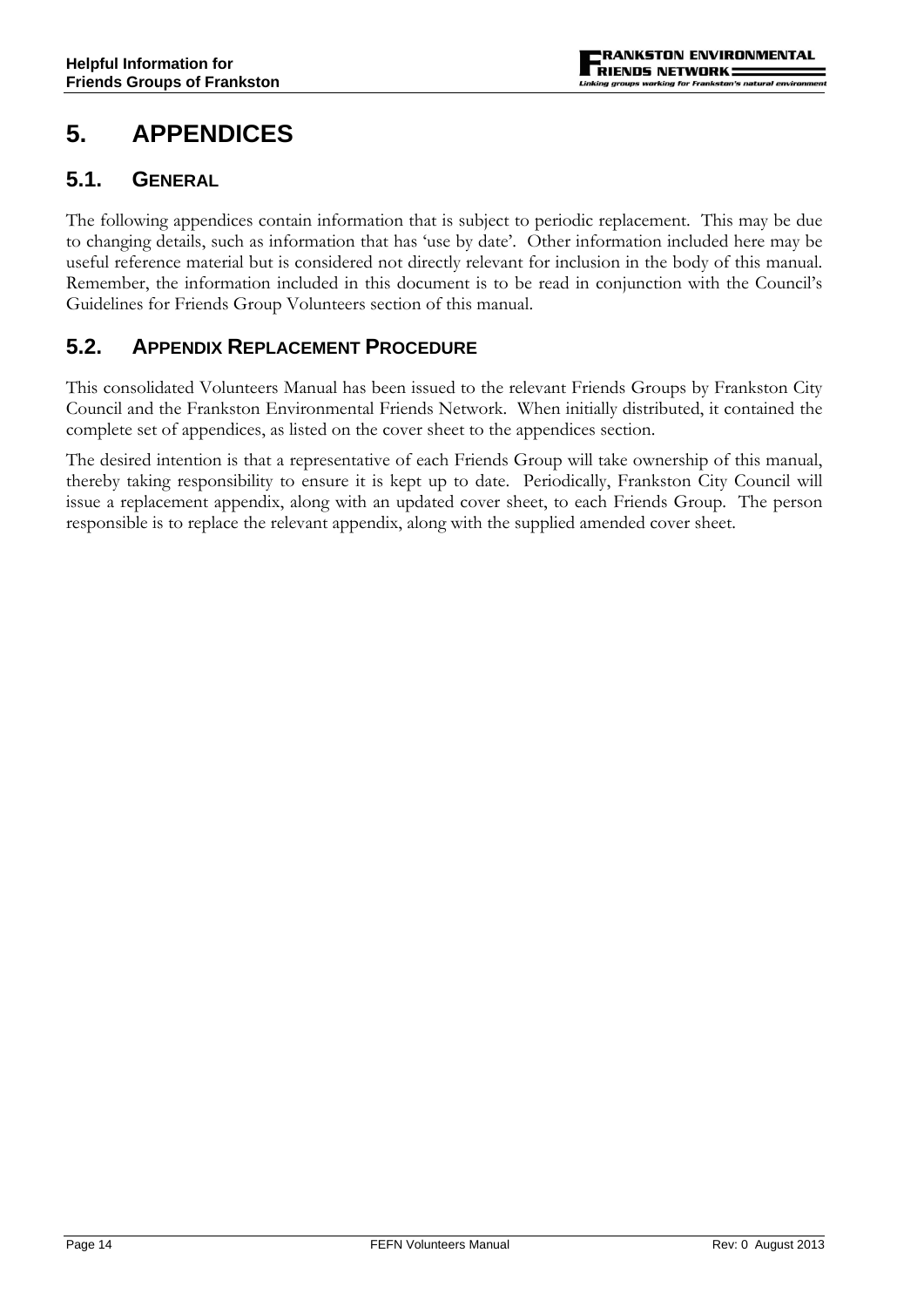# 5. APPENDICES

## 5.1. GENERAL

The following appendices contain information that is subject to periodic replacement. This may be due to changing details, such as information that has 'use by date'. Other information included here may be useful reference material but is considered not directly relevant for inclusion in the body of this manual. Remember, the information included in this document is to be read in conjunction with the Council's Guidelines for Friends Group Volunteers section of this manual.

## 5.2. APPENDIX REPLACEMENT PROCEDURE

This consolidated Volunteers Manual has been issued to the relevant Friends Groups by Frankston City Council and the Frankston Environmental Friends Network. When initially distributed, it contained the complete set of appendices, as listed on the cover sheet to the appendices section.

The desired intention is that a representative of each Friends Group will take ownership of this manual, thereby taking responsibility to ensure it is kept up to date. Periodically, Frankston City Council will issue a replacement appendix, along with an updated cover sheet, to each Friends Group. The person responsible is to replace the relevant appendix, along with the supplied amended cover sheet.